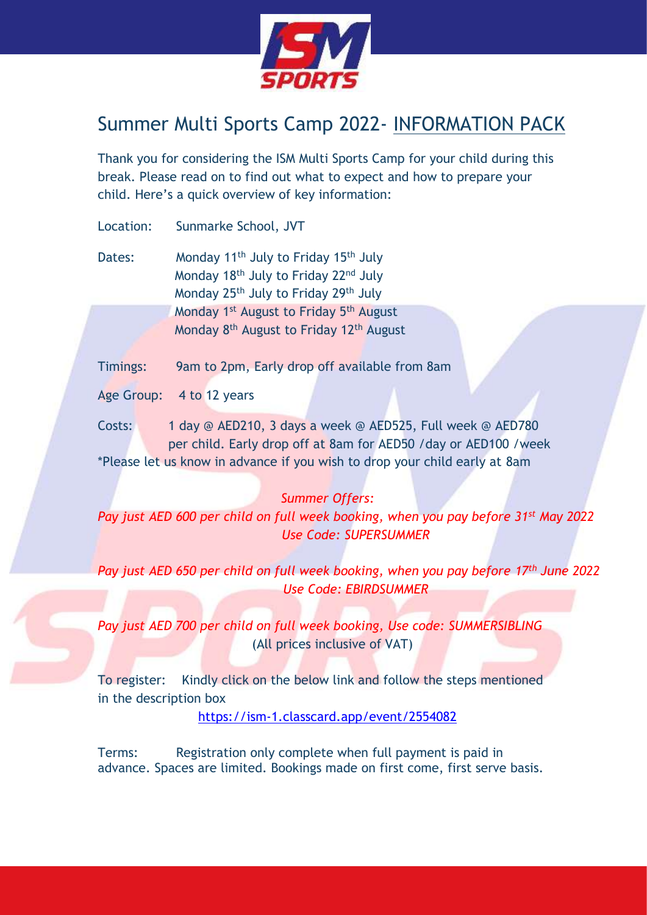# Summer Multi Sports Camp 2022- INFORMATION PACK

Thank you for considering the ISM Multi Sports Camp for your child during this break. Please read on to find out what to expect and how to prepare your child. Here's a quick overview of key information:

Location: Sunmarke School, JVT

Dates: Monday 11th July to Friday 15th July
Monday 18th July to Friday 22nd July
Monday 25th July to Friday 29th July
Monday 1st August to Friday 5th August
Monday 8th August to Friday 12th August

Timings: 9am to 2pm, Early drop off available from 8am

Age Group: 4 to 12 years

Costs: 1 day @ AED210, 3 days a week @ AED525, Full week @ AED780 per child. Early drop off at 8am for AED50 /day or AED100 /week

*Please let us know in advance if you wish to drop your child early at 8am

*Summer Offers:*

*Pay just AED 600 per child on full week booking, when you pay before 31st May 2022*
*Use Code: SUPERSUMMER*

*Pay just AED 650 per child on full week booking, when you pay before 17th June 2022*
*Use Code: EBIRDSUMMER*

*Pay just AED 700 per child on full week booking, Use code: SUMMERSIBLING*
(All prices inclusive of VAT)

To register: Kindly click on the below link and follow the steps mentioned in the description box

https://ism-1.classcard.app/event/2554082

Terms: Registration only complete when full payment is paid in advance. Spaces are limited. Bookings made on first come, first serve basis.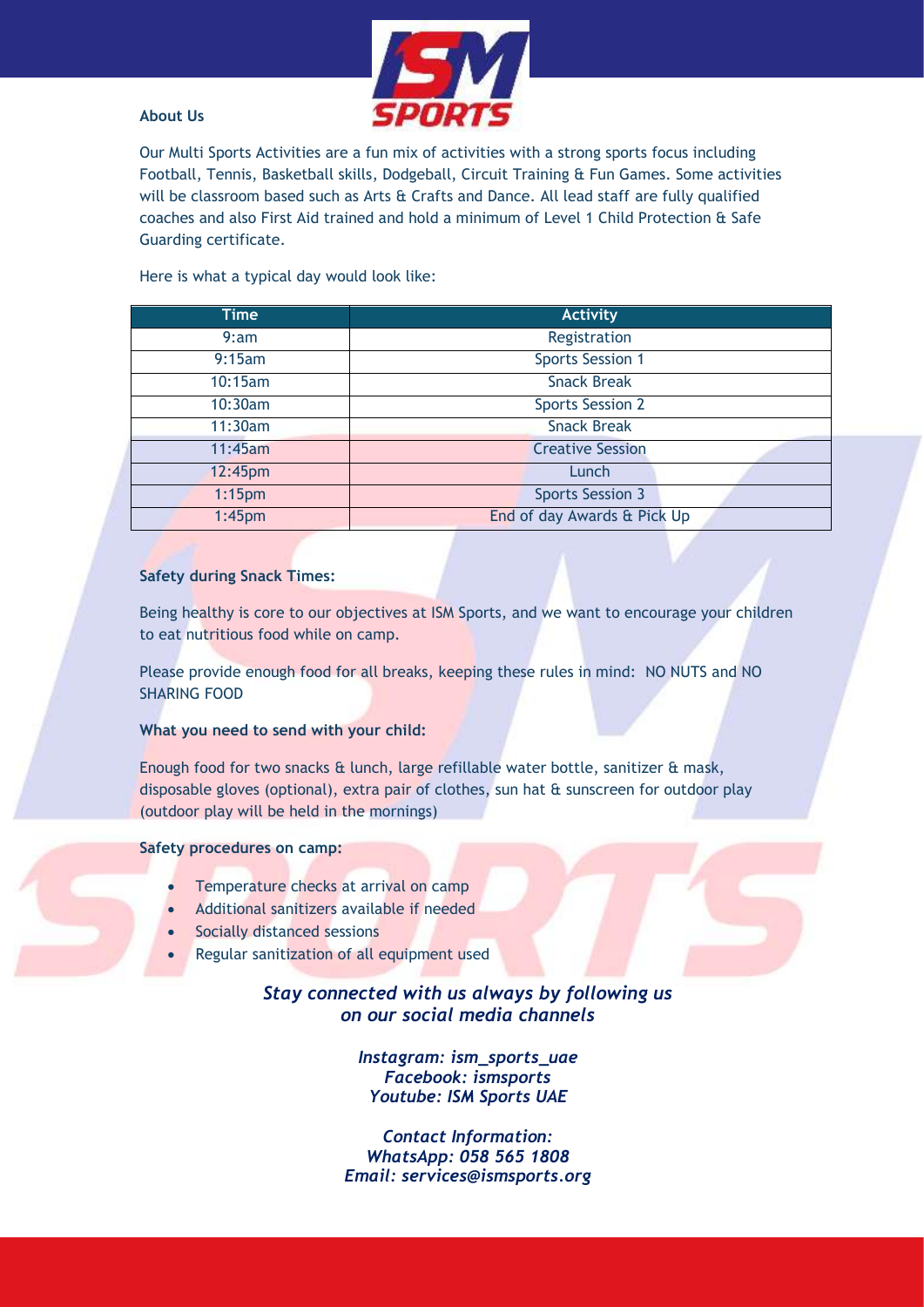**About Us**

Our Multi Sports Activities are a fun mix of activities with a strong sports focus including Football, Tennis, Basketball skills, Dodgeball, Circuit Training & Fun Games. Some activities will be classroom based such as Arts & Crafts and Dance. All lead staff are fully qualified coaches and also First Aid trained and hold a minimum of Level 1 Child Protection & Safe Guarding certificate.

Here is what a typical day would look like:

| Time | Activity |
|---|---|
| 9:am | Registration |
| 9:15am | Sports Session 1 |
| 10:15am | Snack Break |
| 10:30am | Sports Session 2 |
| 11:30am | Snack Break |
| 11:45am | Creative Session |
| 12:45pm | Lunch |
| 1:15pm | Sports Session 3 |
| 1:45pm | End of day Awards & Pick Up |

**Safety during Snack Times:**

Being healthy is core to our objectives at ISM Sports, and we want to encourage your children to eat nutritious food while on camp.

Please provide enough food for all breaks, keeping these rules in mind: NO NUTS and NO SHARING FOOD

**What you need to send with your child:**

Enough food for two snacks & lunch, large refillable water bottle, sanitizer & mask, disposable gloves (optional), extra pair of clothes, sun hat & sunscreen for outdoor play (outdoor play will be held in the mornings)

**Safety procedures on camp:**

- Temperature checks at arrival on camp
- Additional sanitizers available if needed
- Socially distanced sessions
- Regular sanitization of all equipment used

***Stay connected with us always by following us on our social media channels***

***Instagram: ism_sports_uae***
***Facebook: ismsports***
***Youtube: ISM Sports UAE***

***Contact Information:***
***WhatsApp: 058 565 1808***
***Email: services@ismsports.org***